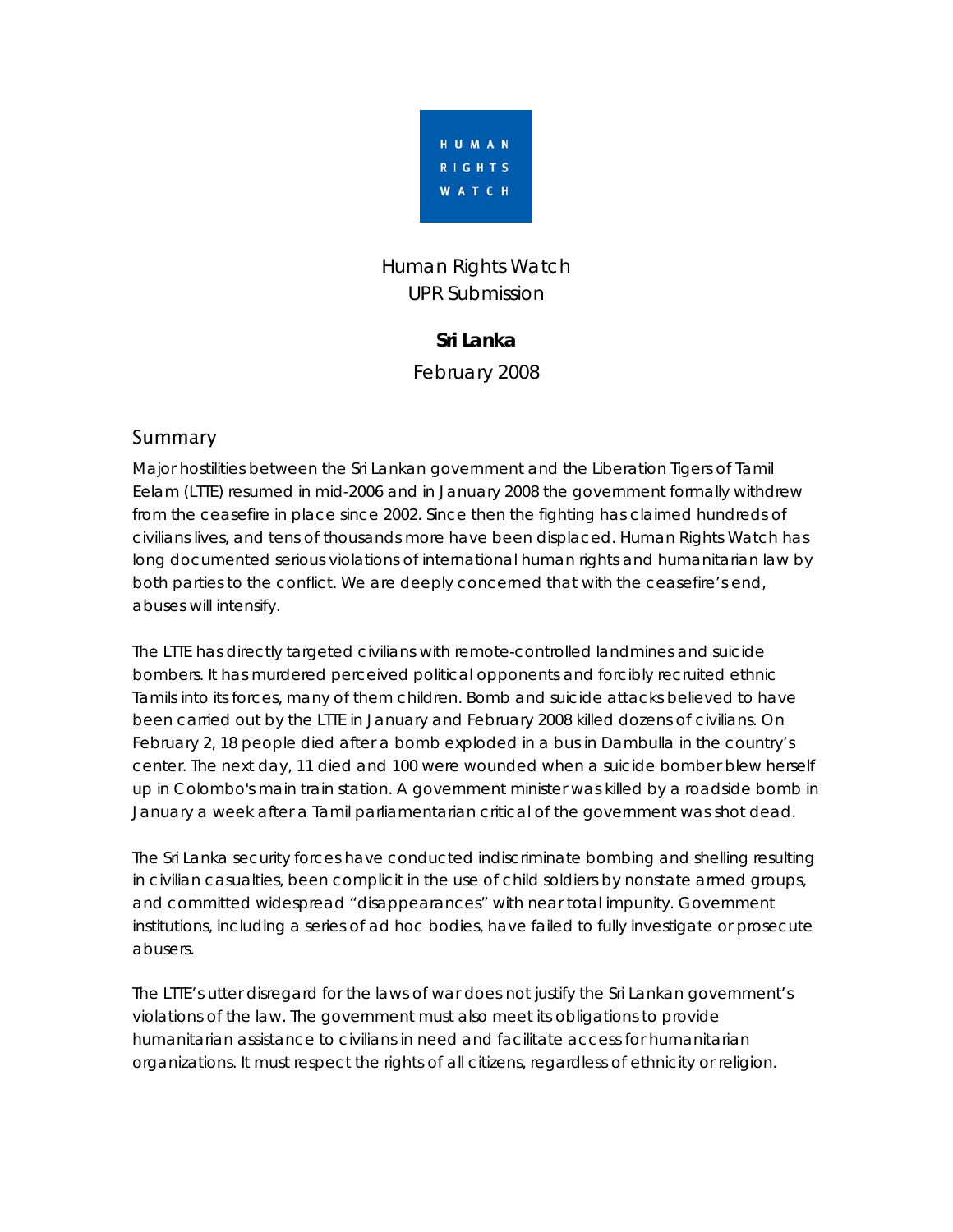HUMAN RIGHTS WATCH

Human Rights Watch
UPR Submission

**Sri Lanka**

February 2008

## Summary

Major hostilities between the Sri Lankan government and the Liberation Tigers of Tamil Eelam (LTTE) resumed in mid-2006 and in January 2008 the government formally withdrew from the ceasefire in place since 2002. Since then the fighting has claimed hundreds of civilians lives, and tens of thousands more have been displaced. Human Rights Watch has long documented serious violations of international human rights and humanitarian law by both parties to the conflict. We are deeply concerned that with the ceasefire's end, abuses will intensify.

The LTTE has directly targeted civilians with remote-controlled landmines and suicide bombers. It has murdered perceived political opponents and forcibly recruited ethnic Tamils into its forces, many of them children. Bomb and suicide attacks believed to have been carried out by the LTTE in January and February 2008 killed dozens of civilians. On February 2, 18 people died after a bomb exploded in a bus in Dambulla in the country's center. The next day, 11 died and 100 were wounded when a suicide bomber blew herself up in Colombo's main train station. A government minister was killed by a roadside bomb in January a week after a Tamil parliamentarian critical of the government was shot dead.

The Sri Lanka security forces have conducted indiscriminate bombing and shelling resulting in civilian casualties, been complicit in the use of child soldiers by nonstate armed groups, and committed widespread "disappearances" with near total impunity. Government institutions, including a series of ad hoc bodies, have failed to fully investigate or prosecute abusers.

The LTTE's utter disregard for the laws of war does not justify the Sri Lankan government's violations of the law. The government must also meet its obligations to provide humanitarian assistance to civilians in need and facilitate access for humanitarian organizations. It must respect the rights of all citizens, regardless of ethnicity or religion.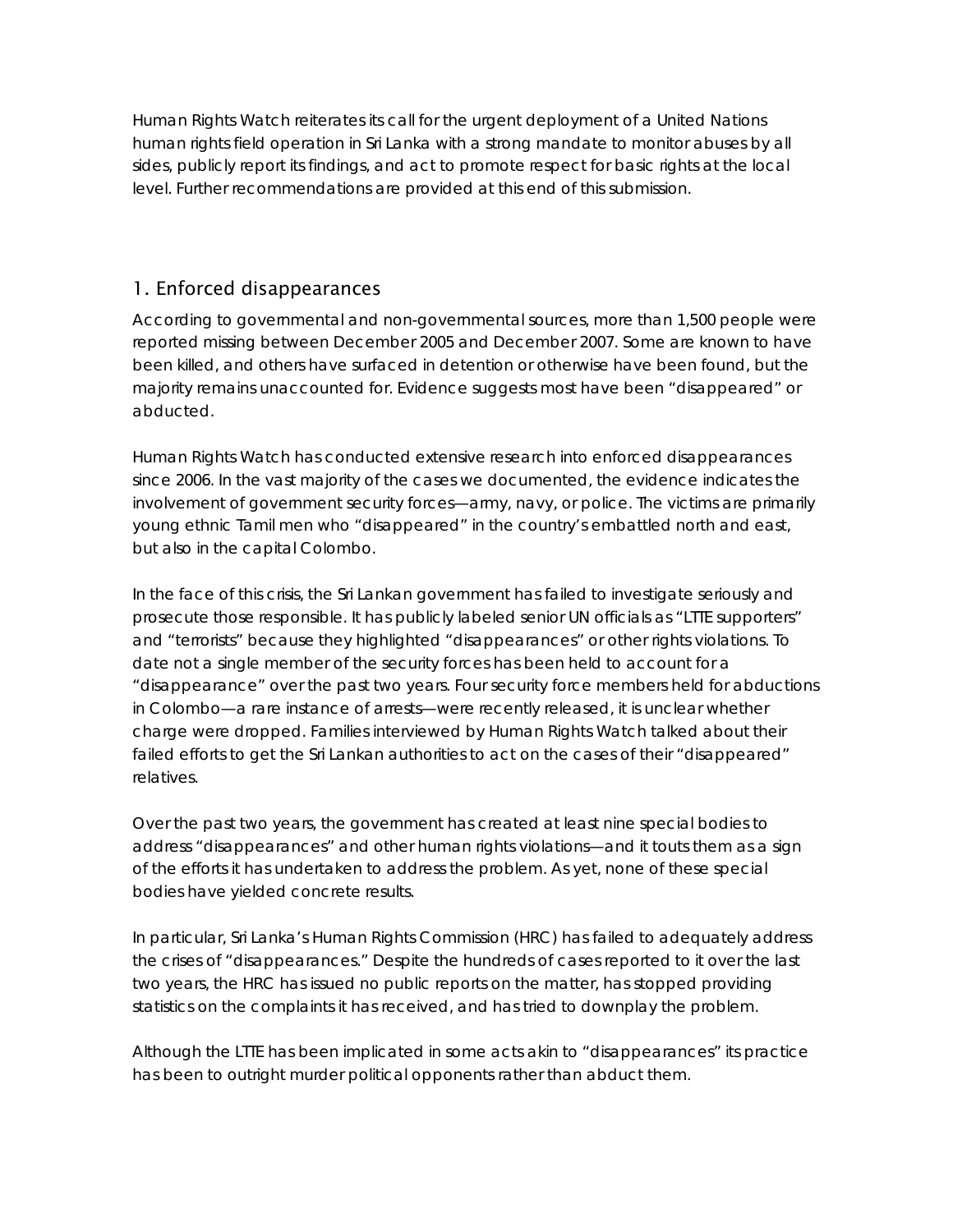Human Rights Watch reiterates its call for the urgent deployment of a United Nations human rights field operation in Sri Lanka with a strong mandate to monitor abuses by all sides, publicly report its findings, and act to promote respect for basic rights at the local level. Further recommendations are provided at this end of this submission.

## 1. Enforced disappearances

According to governmental and non-governmental sources, more than 1,500 people were reported missing between December 2005 and December 2007. Some are known to have been killed, and others have surfaced in detention or otherwise have been found, but the majority remains unaccounted for. Evidence suggests most have been "disappeared" or abducted.

Human Rights Watch has conducted extensive research into enforced disappearances since 2006. In the vast majority of the cases we documented, the evidence indicates the involvement of government security forces—army, navy, or police. The victims are primarily young ethnic Tamil men who "disappeared" in the country's embattled north and east, but also in the capital Colombo.

In the face of this crisis, the Sri Lankan government has failed to investigate seriously and prosecute those responsible. It has publicly labeled senior UN officials as "LTTE supporters" and "terrorists" because they highlighted "disappearances" or other rights violations. To date not a single member of the security forces has been held to account for a "disappearance" over the past two years. Four security force members held for abductions in Colombo—a rare instance of arrests—were recently released, it is unclear whether charge were dropped. Families interviewed by Human Rights Watch talked about their failed efforts to get the Sri Lankan authorities to act on the cases of their "disappeared" relatives.

Over the past two years, the government has created at least nine special bodies to address "disappearances" and other human rights violations—and it touts them as a sign of the efforts it has undertaken to address the problem. As yet, none of these special bodies have yielded concrete results.

In particular, Sri Lanka's Human Rights Commission (HRC) has failed to adequately address the crises of "disappearances." Despite the hundreds of cases reported to it over the last two years, the HRC has issued no public reports on the matter, has stopped providing statistics on the complaints it has received, and has tried to downplay the problem.

Although the LTTE has been implicated in some acts akin to "disappearances" its practice has been to outright murder political opponents rather than abduct them.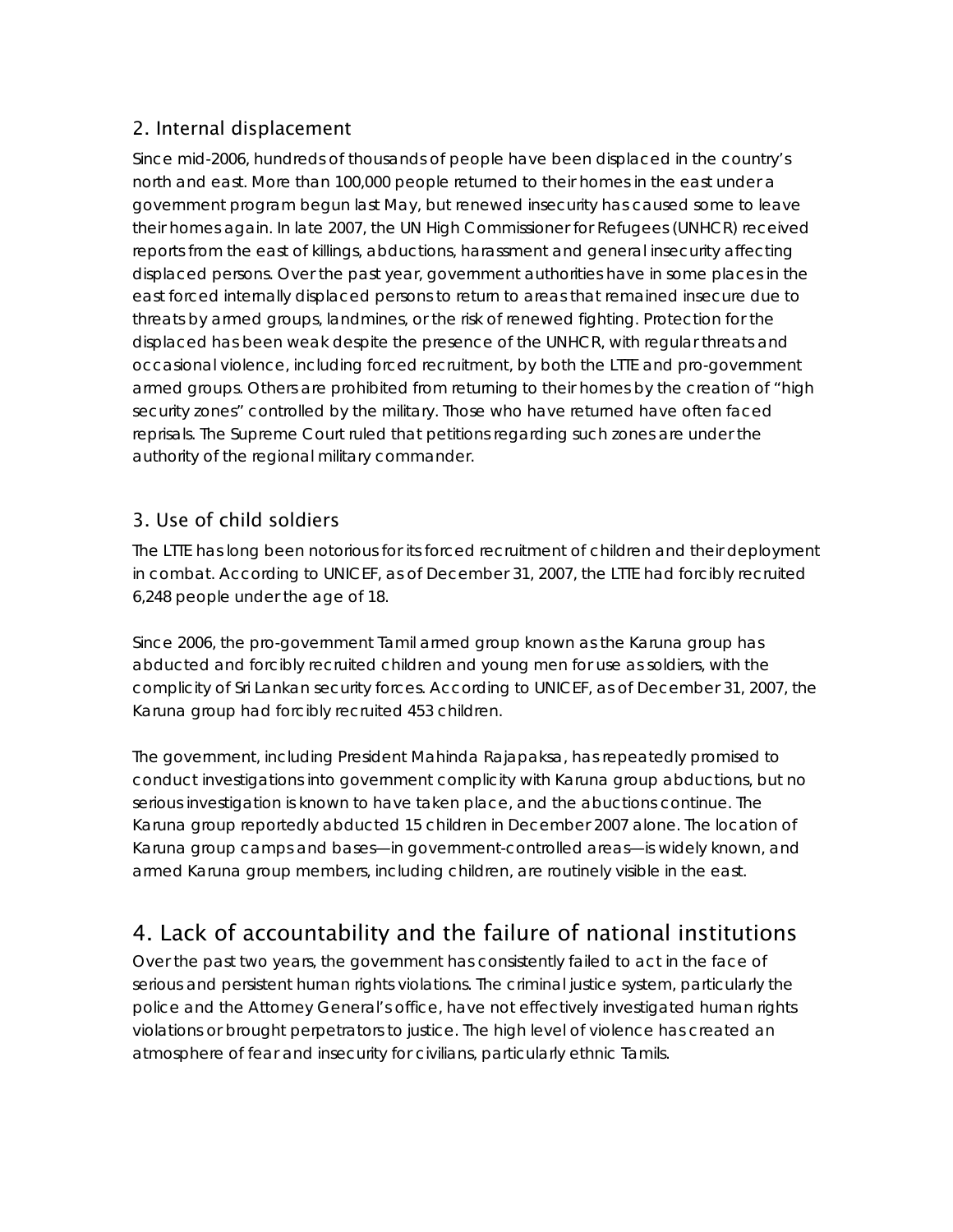## 2. Internal displacement

Since mid-2006, hundreds of thousands of people have been displaced in the country's north and east. More than 100,000 people returned to their homes in the east under a government program begun last May, but renewed insecurity has caused some to leave their homes again. In late 2007, the UN High Commissioner for Refugees (UNHCR) received reports from the east of killings, abductions, harassment and general insecurity affecting displaced persons. Over the past year, government authorities have in some places in the east forced internally displaced persons to return to areas that remained insecure due to threats by armed groups, landmines, or the risk of renewed fighting. Protection for the displaced has been weak despite the presence of the UNHCR, with regular threats and occasional violence, including forced recruitment, by both the LTTE and pro-government armed groups. Others are prohibited from returning to their homes by the creation of "high security zones" controlled by the military. Those who have returned have often faced reprisals. The Supreme Court ruled that petitions regarding such zones are under the authority of the regional military commander.

## 3. Use of child soldiers

The LTTE has long been notorious for its forced recruitment of children and their deployment in combat. According to UNICEF, as of December 31, 2007, the LTTE had forcibly recruited 6,248 people under the age of 18.

Since 2006, the pro-government Tamil armed group known as the Karuna group has abducted and forcibly recruited children and young men for use as soldiers, with the complicity of Sri Lankan security forces. According to UNICEF, as of December 31, 2007, the Karuna group had forcibly recruited 453 children.

The government, including President Mahinda Rajapaksa, has repeatedly promised to conduct investigations into government complicity with Karuna group abductions, but no serious investigation is known to have taken place, and the abuctions continue. The Karuna group reportedly abducted 15 children in December 2007 alone. The location of Karuna group camps and bases—in government-controlled areas—is widely known, and armed Karuna group members, including children, are routinely visible in the east.

# 4. Lack of accountability and the failure of national institutions

Over the past two years, the government has consistently failed to act in the face of serious and persistent human rights violations. The criminal justice system, particularly the police and the Attorney General's office, have not effectively investigated human rights violations or brought perpetrators to justice. The high level of violence has created an atmosphere of fear and insecurity for civilians, particularly ethnic Tamils.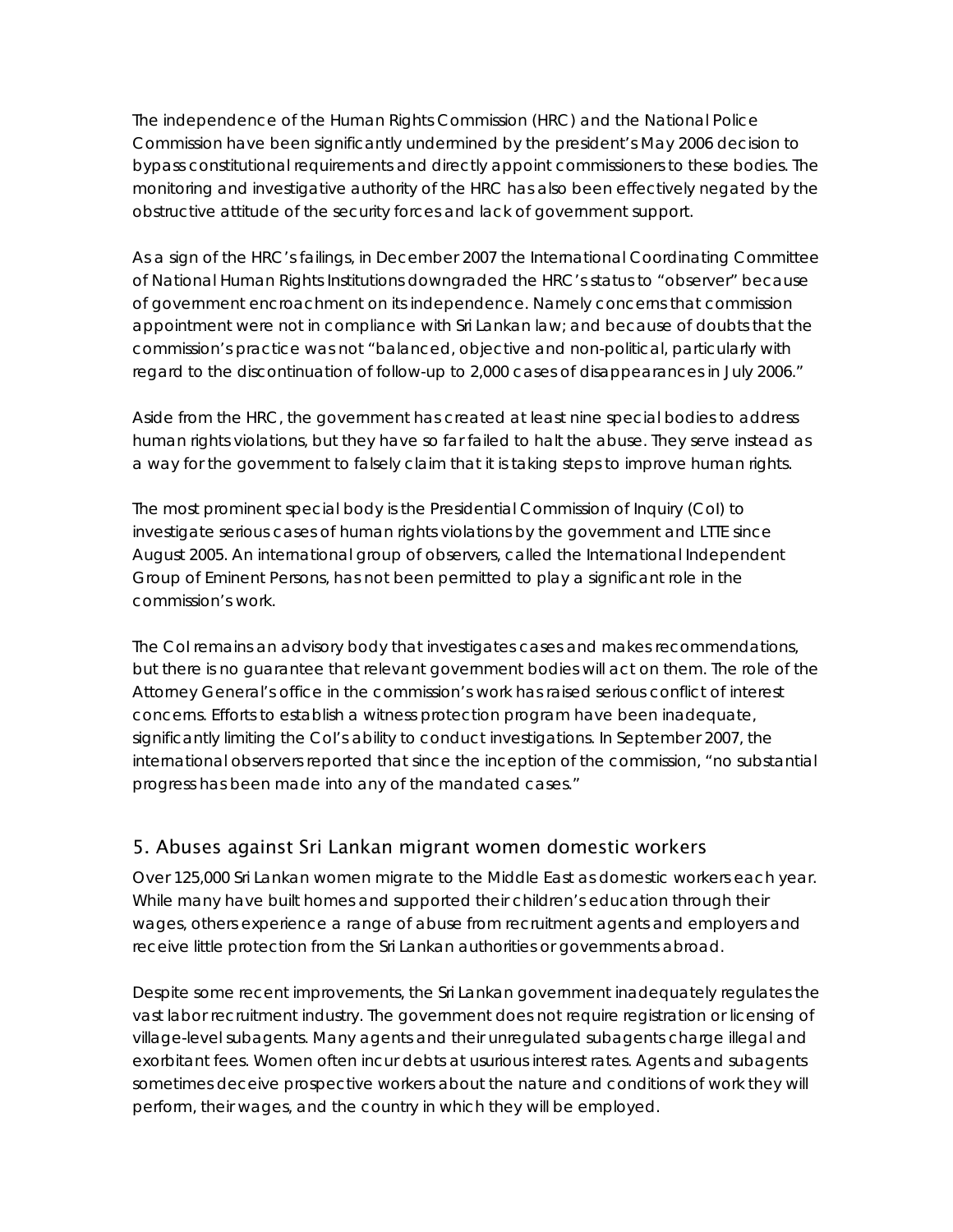The independence of the Human Rights Commission (HRC) and the National Police Commission have been significantly undermined by the president's May 2006 decision to bypass constitutional requirements and directly appoint commissioners to these bodies. The monitoring and investigative authority of the HRC has also been effectively negated by the obstructive attitude of the security forces and lack of government support.

As a sign of the HRC's failings, in December 2007 the International Coordinating Committee of National Human Rights Institutions downgraded the HRC's status to "observer" because of government encroachment on its independence. Namely concerns that commission appointment were not in compliance with Sri Lankan law; and because of doubts that the commission's practice was not "balanced, objective and non-political, particularly with regard to the discontinuation of follow-up to 2,000 cases of disappearances in July 2006."

Aside from the HRC, the government has created at least nine special bodies to address human rights violations, but they have so far failed to halt the abuse. They serve instead as a way for the government to falsely claim that it is taking steps to improve human rights.

The most prominent special body is the Presidential Commission of Inquiry (CoI) to investigate serious cases of human rights violations by the government and LTTE since August 2005. An international group of observers, called the International Independent Group of Eminent Persons, has not been permitted to play a significant role in the commission's work.

The CoI remains an advisory body that investigates cases and makes recommendations, but there is no guarantee that relevant government bodies will act on them. The role of the Attorney General's office in the commission's work has raised serious conflict of interest concerns. Efforts to establish a witness protection program have been inadequate, significantly limiting the CoI's ability to conduct investigations. In September 2007, the international observers reported that since the inception of the commission, "no substantial progress has been made into any of the mandated cases."

## 5. Abuses against Sri Lankan migrant women domestic workers

Over 125,000 Sri Lankan women migrate to the Middle East as domestic workers each year. While many have built homes and supported their children's education through their wages, others experience a range of abuse from recruitment agents and employers and receive little protection from the Sri Lankan authorities or governments abroad.

Despite some recent improvements, the Sri Lankan government inadequately regulates the vast labor recruitment industry. The government does not require registration or licensing of village-level subagents. Many agents and their unregulated subagents charge illegal and exorbitant fees. Women often incur debts at usurious interest rates. Agents and subagents sometimes deceive prospective workers about the nature and conditions of work they will perform, their wages, and the country in which they will be employed.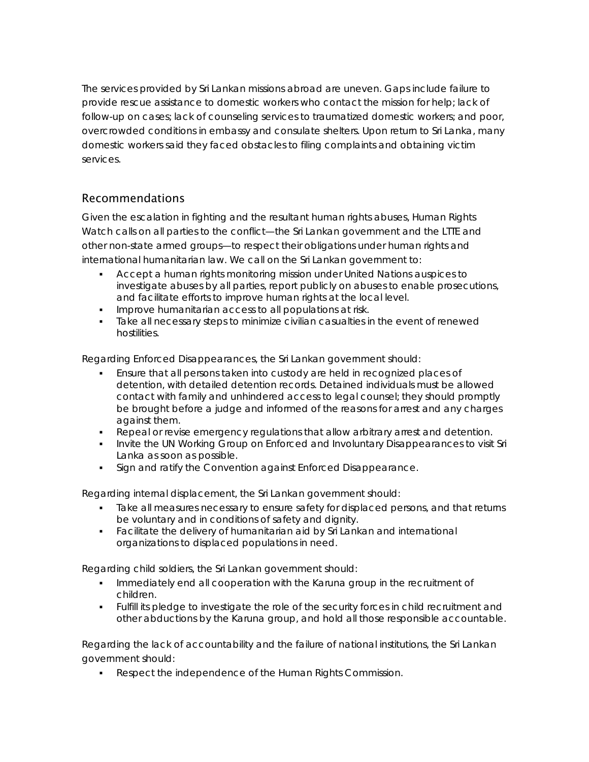The services provided by Sri Lankan missions abroad are uneven. Gaps include failure to provide rescue assistance to domestic workers who contact the mission for help; lack of follow-up on cases; lack of counseling services to traumatized domestic workers; and poor, overcrowded conditions in embassy and consulate shelters. Upon return to Sri Lanka, many domestic workers said they faced obstacles to filing complaints and obtaining victim services.

## Recommendations

Given the escalation in fighting and the resultant human rights abuses, Human Rights Watch calls on all parties to the conflict—the Sri Lankan government and the LTTE and other non-state armed groups—to respect their obligations under human rights and international humanitarian law. We call on the Sri Lankan government to:

- Accept a human rights monitoring mission under United Nations auspices to investigate abuses by all parties, report publicly on abuses to enable prosecutions, and facilitate efforts to improve human rights at the local level.
- Improve humanitarian access to all populations at risk.
- Take all necessary steps to minimize civilian casualties in the event of renewed hostilities.

Regarding Enforced Disappearances, the Sri Lankan government should:

- Ensure that all persons taken into custody are held in recognized places of detention, with detailed detention records. Detained individuals must be allowed contact with family and unhindered access to legal counsel; they should promptly be brought before a judge and informed of the reasons for arrest and any charges against them.
- Repeal or revise emergency regulations that allow arbitrary arrest and detention.
- Invite the UN Working Group on Enforced and Involuntary Disappearances to visit Sri Lanka as soon as possible.
- Sign and ratify the Convention against Enforced Disappearance.

Regarding internal displacement, the Sri Lankan government should:

- Take all measures necessary to ensure safety for displaced persons, and that returns be voluntary and in conditions of safety and dignity.
- Facilitate the delivery of humanitarian aid by Sri Lankan and international organizations to displaced populations in need.

Regarding child soldiers, the Sri Lankan government should:

- Immediately end all cooperation with the Karuna group in the recruitment of children.
- Fulfill its pledge to investigate the role of the security forces in child recruitment and other abductions by the Karuna group, and hold all those responsible accountable.

Regarding the lack of accountability and the failure of national institutions, the Sri Lankan government should:

- Respect the independence of the Human Rights Commission.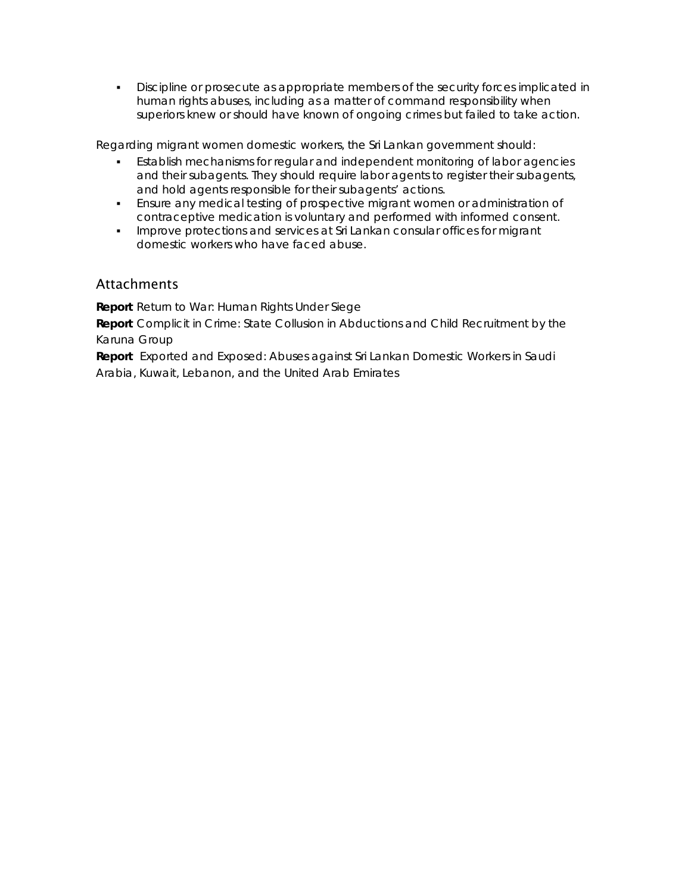- Discipline or prosecute as appropriate members of the security forces implicated in human rights abuses, including as a matter of command responsibility when superiors knew or should have known of ongoing crimes but failed to take action.

Regarding migrant women domestic workers, the Sri Lankan government should:

- Establish mechanisms for regular and independent monitoring of labor agencies and their subagents. They should require labor agents to register their subagents, and hold agents responsible for their subagents' actions.
- Ensure any medical testing of prospective migrant women or administration of contraceptive medication is voluntary and performed with informed consent.
- Improve protections and services at Sri Lankan consular offices for migrant domestic workers who have faced abuse.

## Attachments

**Report** Return to War: Human Rights Under Siege

**Report** Complicit in Crime: State Collusion in Abductions and Child Recruitment by the Karuna Group

**Report** Exported and Exposed: Abuses against Sri Lankan Domestic Workers in Saudi Arabia, Kuwait, Lebanon, and the United Arab Emirates